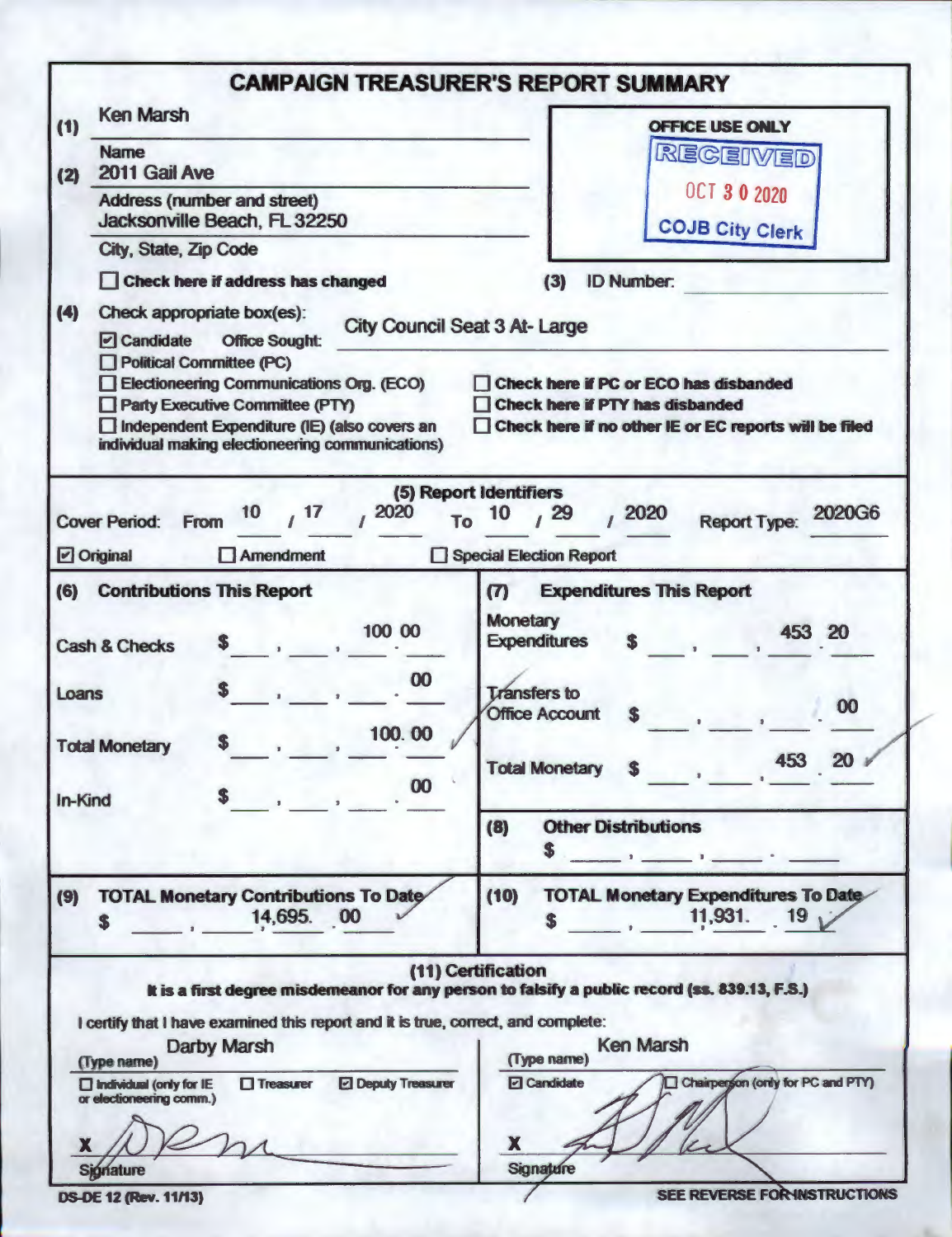# CAMPAIGN TREASURER'S REPORT SUMMARY

**(1)** Ken Marsh
Name

**(2)** 2011 Gail Ave
Address (number and street)

Jacksonville Beach, FL 32250
City, State, Zip Code

☐ Check here if address has changed

**OFFICE USE ONLY**
RECEIVED
OCT 30 2020
COJB City Clerk

**(3)** ID Number:

**(4)** Check appropriate box(es):

☑ Candidate  Office Sought: City Council Seat 3 At- Large
☐ Political Committee (PC)
☐ Electioneering Communications Org. (ECO)
☐ Party Executive Committee (PTY)
☐ Independent Expenditure (IE) (also covers an individual making electioneering communications)

☐ Check here if PC or ECO has disbanded
☐ Check here if PTY has disbanded
☐ Check here if no other IE or EC reports will be filed

## (5) Report Identifiers

Cover Period: From 10 / 17 / 2020 To 10 / 29 / 2020  Report Type: 2020G6

☑ Original  ☐ Amendment  ☐ Special Election Report

| (6) Contributions This Report | | (7) Expenditures This Report | |
|---|---|---|---|
| Cash & Checks | $ 100.00 | Monetary Expenditures | $ 453.20 |
| Loans | $ .00 | Transfers to Office Account | $ .00 |
| Total Monetary | $ 100.00 | Total Monetary | $ 453.20 |
| In-Kind | $ .00 | | |

**(8)** Other Distributions
$

**(9)** TOTAL Monetary Contributions To Date
$ 14,695.00

**(10)** TOTAL Monetary Expenditures To Date
$ 11,931.19

## (11) Certification

**It is a first degree misdemeanor for any person to falsify a public record (ss. 839.13, F.S.)**

I certify that I have examined this report and it is true, correct, and complete:

| | |
|---|---|
| (Type name) Darby Marsh | (Type name) Ken Marsh |
| ☐ Individual (only for IE or electioneering comm.) ☐ Treasurer ☑ Deputy Treasurer | ☑ Candidate ☐ Chairperson (only for PC and PTY) |
| X [signature] | X [signature] |
| Signature | Signature |

DS-DE 12 (Rev. 11/13)

SEE REVERSE FOR INSTRUCTIONS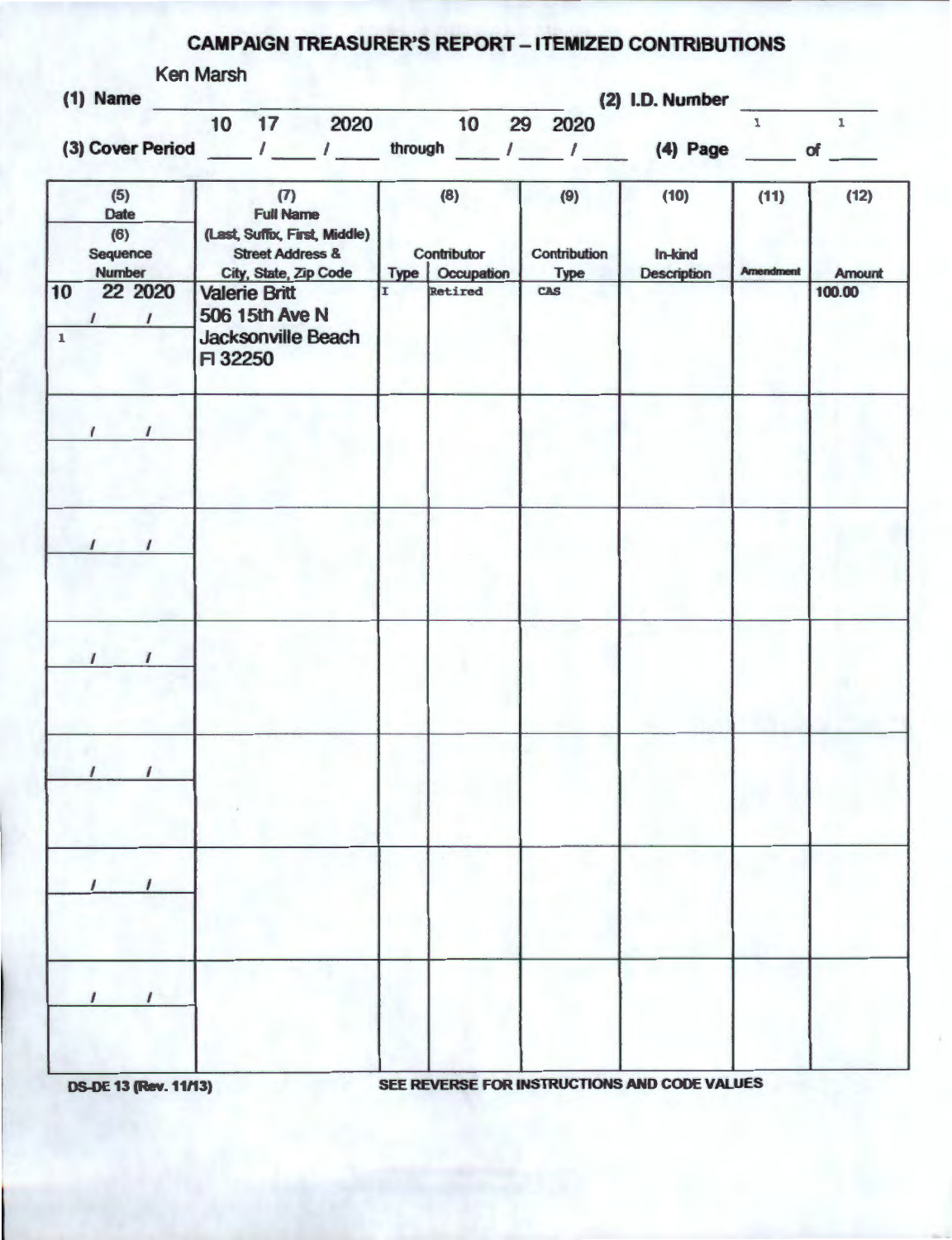# CAMPAIGN TREASURER'S REPORT – ITEMIZED CONTRIBUTIONS

(1) Name Ken Marsh (2) I.D. Number

(3) Cover Period 10 / 17 / 2020 through 10 / 29 / 2020 (4) Page 1 of 1

| (5) Date / (6) Sequence Number | (7) Full Name (Last, Suffix, First, Middle) Street Address & City, State, Zip Code | (8) Contributor Type | (8) Contributor Occupation | (9) Contribution Type | (10) In-kind Description | (11) Amendment | (12) Amount |
|---|---|---|---|---|---|---|---|
| 10/22/2020 1 | Valerie Britt 506 15th Ave N Jacksonville Beach Fl 32250 | I | Retired | CAS | | | 100.00 |
| / / | | | | | | | |
| / / | | | | | | | |
| / / | | | | | | | |
| / / | | | | | | | |
| / / | | | | | | | |
| / / | | | | | | | |

DS-DE 13 (Rev. 11/13) SEE REVERSE FOR INSTRUCTIONS AND CODE VALUES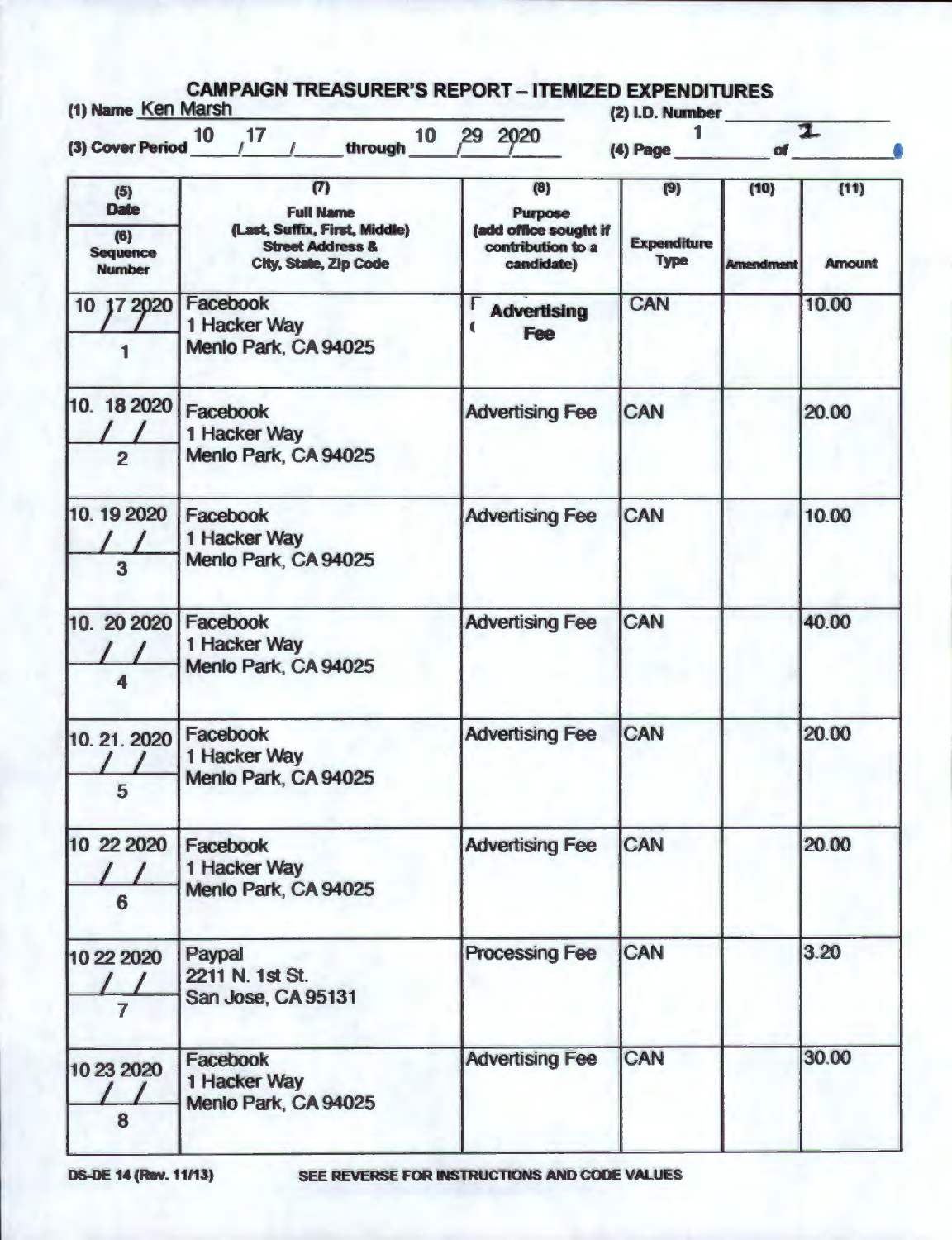# CAMPAIGN TREASURER'S REPORT – ITEMIZED EXPENDITURES

(1) Name Ken Marsh

(2) I.D. Number

(3) Cover Period 10 / 17 / through 10 / 29 / 2020

(4) Page 1 of 2

| (5) Date / (6) Sequence Number | (7) Full Name (Last, Suffix, First, Middle) Street Address & City, State, Zip Code | (8) Purpose (add office sought if contribution to a candidate) | (9) Expenditure Type | (10) Amendment | (11) Amount |
|---|---|---|---|---|---|
| 10/17/2020<br>1 | Facebook<br>1 Hacker Way<br>Menlo Park, CA 94025 | Advertising Fee | CAN | | 10.00 |
| 10/18/2020<br>2 | Facebook<br>1 Hacker Way<br>Menlo Park, CA 94025 | Advertising Fee | CAN | | 20.00 |
| 10/19/2020<br>3 | Facebook<br>1 Hacker Way<br>Menlo Park, CA 94025 | Advertising Fee | CAN | | 10.00 |
| 10/20/2020<br>4 | Facebook<br>1 Hacker Way<br>Menlo Park, CA 94025 | Advertising Fee | CAN | | 40.00 |
| 10/21/2020<br>5 | Facebook<br>1 Hacker Way<br>Menlo Park, CA 94025 | Advertising Fee | CAN | | 20.00 |
| 10/22/2020<br>6 | Facebook<br>1 Hacker Way<br>Menlo Park, CA 94025 | Advertising Fee | CAN | | 20.00 |
| 10/22/2020<br>7 | Paypal<br>2211 N. 1st St.<br>San Jose, CA 95131 | Processing Fee | CAN | | 3.20 |
| 10/23/2020<br>8 | Facebook<br>1 Hacker Way<br>Menlo Park, CA 94025 | Advertising Fee | CAN | | 30.00 |

DS-DE 14 (Rev. 11/13) SEE REVERSE FOR INSTRUCTIONS AND CODE VALUES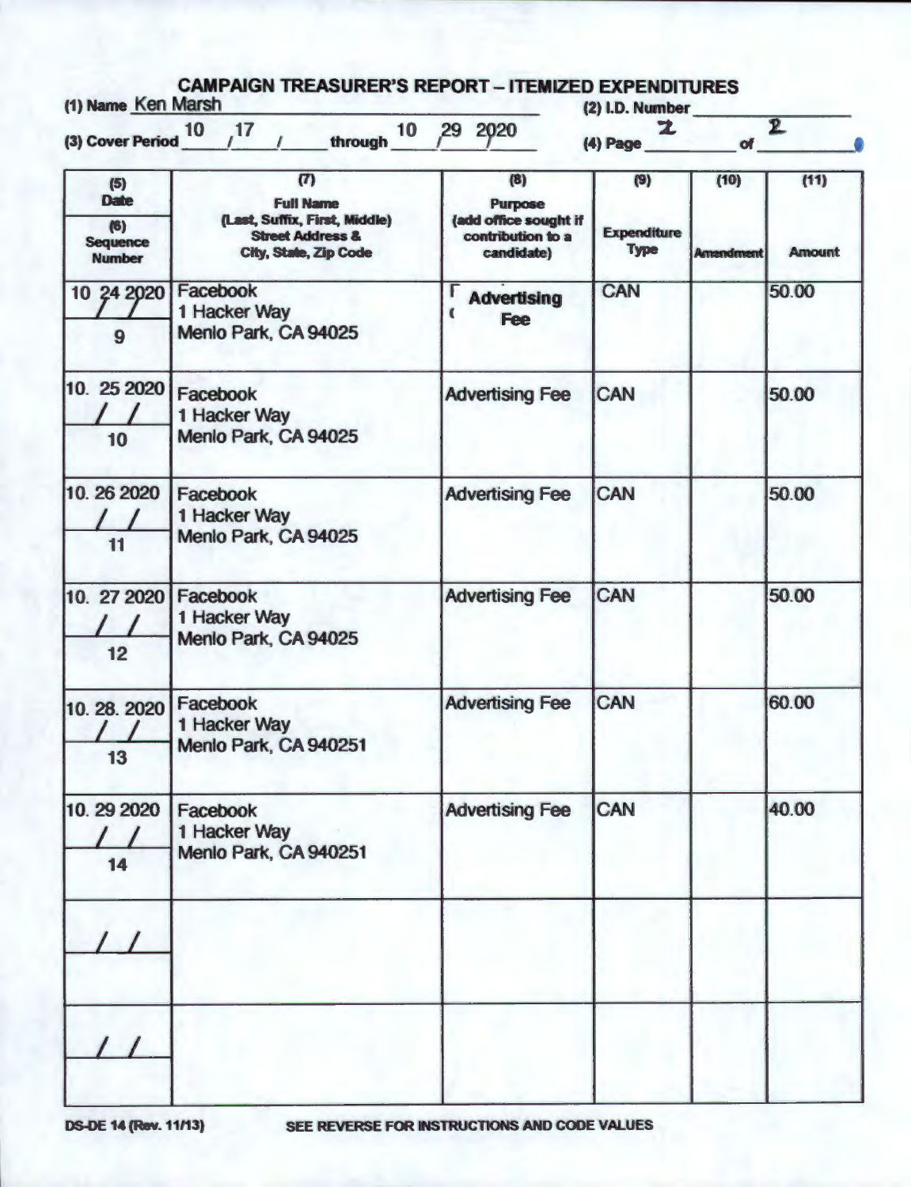# CAMPAIGN TREASURER'S REPORT – ITEMIZED EXPENDITURES

(1) Name Ken Marsh (2) I.D. Number

(3) Cover Period 10 / 17 / through 10 / 29 2020 (4) Page 2 of 2

| (5) Date / (6) Sequence Number | (7) Full Name (Last, Suffix, First, Middle) Street Address & City, State, Zip Code | (8) Purpose (add office sought if contribution to a candidate) | (9) Expenditure Type | (10) Amendment | (11) Amount |
|---|---|---|---|---|---|
| 10 24 2020 / 9 | Facebook 1 Hacker Way Menlo Park, CA 94025 | Advertising Fee | CAN | | 50.00 |
| 10. 25 2020 / 10 | Facebook 1 Hacker Way Menlo Park, CA 94025 | Advertising Fee | CAN | | 50.00 |
| 10. 26 2020 / 11 | Facebook 1 Hacker Way Menlo Park, CA 94025 | Advertising Fee | CAN | | 50.00 |
| 10. 27 2020 / 12 | Facebook 1 Hacker Way Menlo Park, CA 94025 | Advertising Fee | CAN | | 50.00 |
| 10. 28. 2020 / 13 | Facebook 1 Hacker Way Menlo Park, CA 940251 | Advertising Fee | CAN | | 60.00 |
| 10. 29 2020 / 14 | Facebook 1 Hacker Way Menlo Park, CA 940251 | Advertising Fee | CAN | | 40.00 |
| / / | | | | | |
| / / | | | | | |

DS-DE 14 (Rev. 11/13) SEE REVERSE FOR INSTRUCTIONS AND CODE VALUES